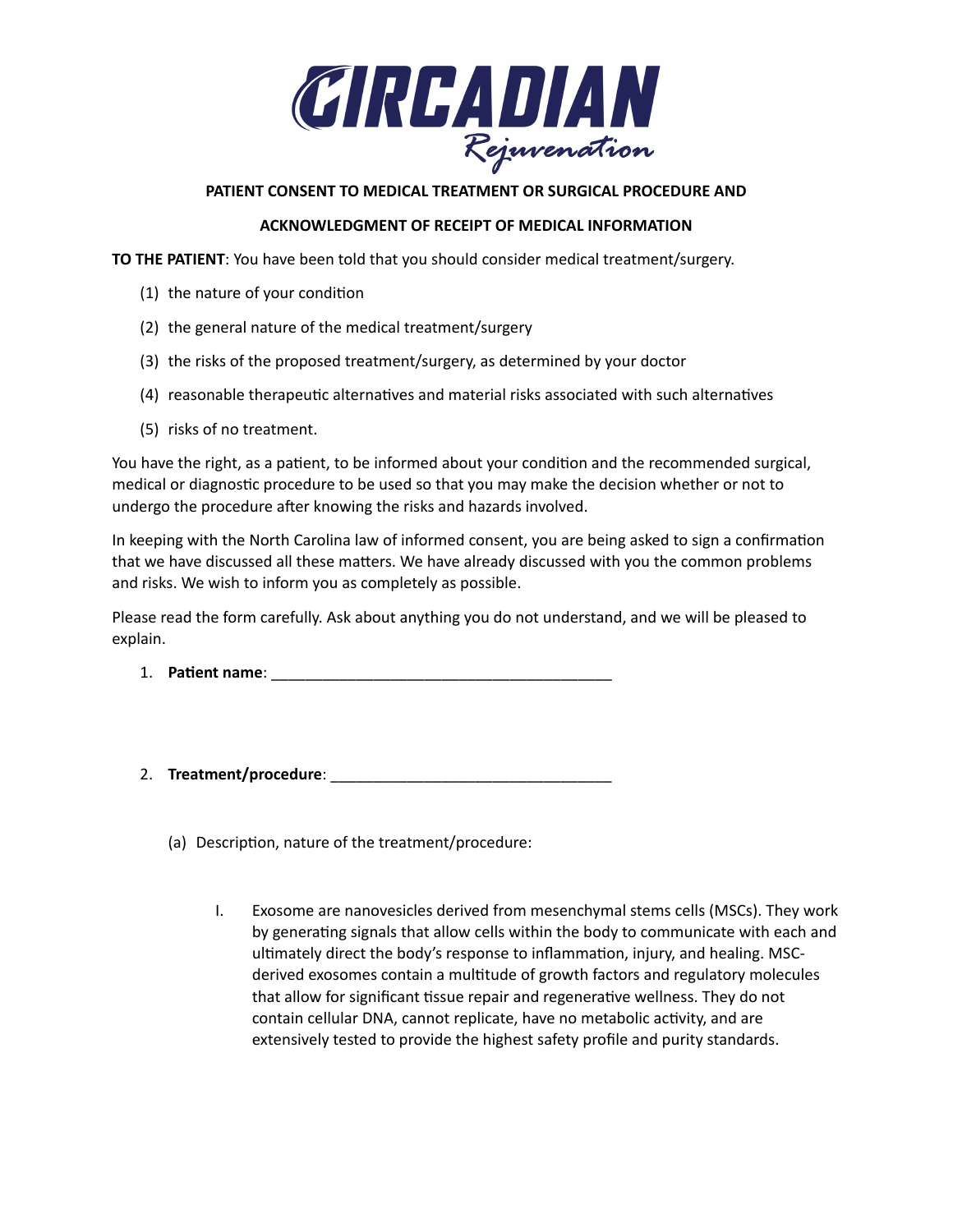**CIRCADIAN**
*Rejuvenation*

**PATIENT CONSENT TO MEDICAL TREATMENT OR SURGICAL PROCEDURE AND**

**ACKNOWLEDGMENT OF RECEIPT OF MEDICAL INFORMATION**

**TO THE PATIENT**: You have been told that you should consider medical treatment/surgery.

(1) the nature of your condition

(2) the general nature of the medical treatment/surgery

(3) the risks of the proposed treatment/surgery, as determined by your doctor

(4) reasonable therapeutic alternatives and material risks associated with such alternatives

(5) risks of no treatment.

You have the right, as a patient, to be informed about your condition and the recommended surgical, medical or diagnostic procedure to be used so that you may make the decision whether or not to undergo the procedure after knowing the risks and hazards involved.

In keeping with the North Carolina law of informed consent, you are being asked to sign a confirmation that we have discussed all these matters. We have already discussed with you the common problems and risks. We wish to inform you as completely as possible.

Please read the form carefully. Ask about anything you do not understand, and we will be pleased to explain.

1. **Patient name**: ________________________________________

2. **Treatment/procedure**: ________________________________

   (a) Description, nature of the treatment/procedure:

      I. Exosome are nanovesicles derived from mesenchymal stems cells (MSCs). They work by generating signals that allow cells within the body to communicate with each and ultimately direct the body's response to inflammation, injury, and healing. MSC-derived exosomes contain a multitude of growth factors and regulatory molecules that allow for significant tissue repair and regenerative wellness. They do not contain cellular DNA, cannot replicate, have no metabolic activity, and are extensively tested to provide the highest safety profile and purity standards.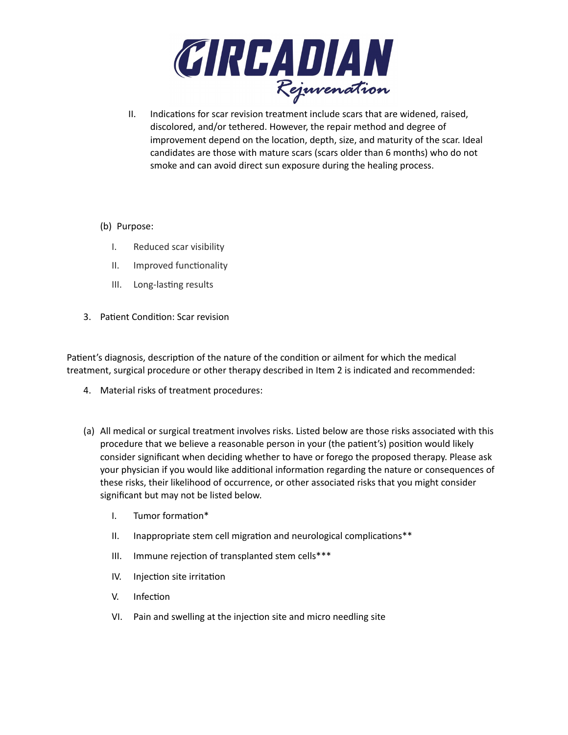II. Indications for scar revision treatment include scars that are widened, raised, discolored, and/or tethered. However, the repair method and degree of improvement depend on the location, depth, size, and maturity of the scar. Ideal candidates are those with mature scars (scars older than 6 months) who do not smoke and can avoid direct sun exposure during the healing process.

(b) Purpose:

I. Reduced scar visibility

II. Improved functionality

III. Long-lasting results

3. Patient Condition: Scar revision

Patient's diagnosis, description of the nature of the condition or ailment for which the medical treatment, surgical procedure or other therapy described in Item 2 is indicated and recommended:

4. Material risks of treatment procedures:

(a) All medical or surgical treatment involves risks. Listed below are those risks associated with this procedure that we believe a reasonable person in your (the patient's) position would likely consider significant when deciding whether to have or forego the proposed therapy. Please ask your physician if you would like additional information regarding the nature or consequences of these risks, their likelihood of occurrence, or other associated risks that you might consider significant but may not be listed below.

I. Tumor formation*

II. Inappropriate stem cell migration and neurological complications**

III. Immune rejection of transplanted stem cells***

IV. Injection site irritation

V. Infection

VI. Pain and swelling at the injection site and micro needling site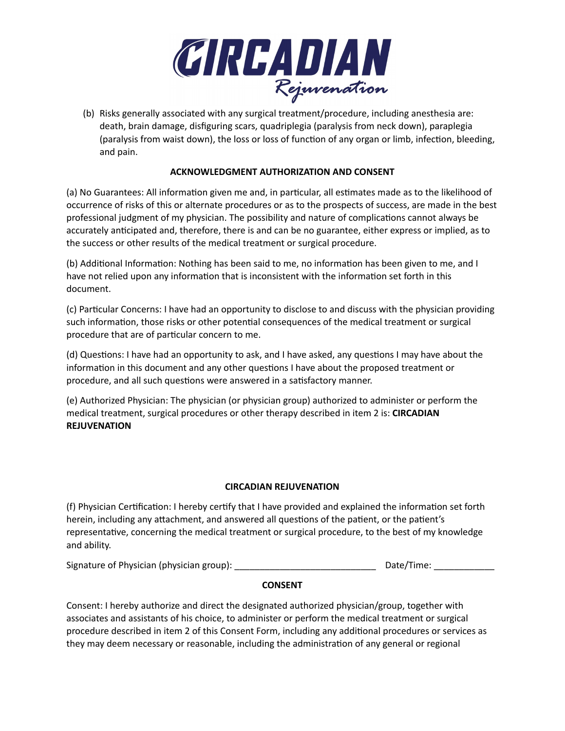(b) Risks generally associated with any surgical treatment/procedure, including anesthesia are: death, brain damage, disfiguring scars, quadriplegia (paralysis from neck down), paraplegia (paralysis from waist down), the loss or loss of function of any organ or limb, infection, bleeding, and pain.

**ACKNOWLEDGMENT AUTHORIZATION AND CONSENT**

(a) No Guarantees: All information given me and, in particular, all estimates made as to the likelihood of occurrence of risks of this or alternate procedures or as to the prospects of success, are made in the best professional judgment of my physician. The possibility and nature of complications cannot always be accurately anticipated and, therefore, there is and can be no guarantee, either express or implied, as to the success or other results of the medical treatment or surgical procedure.

(b) Additional Information: Nothing has been said to me, no information has been given to me, and I have not relied upon any information that is inconsistent with the information set forth in this document.

(c) Particular Concerns: I have had an opportunity to disclose to and discuss with the physician providing such information, those risks or other potential consequences of the medical treatment or surgical procedure that are of particular concern to me.

(d) Questions: I have had an opportunity to ask, and I have asked, any questions I may have about the information in this document and any other questions I have about the proposed treatment or procedure, and all such questions were answered in a satisfactory manner.

(e) Authorized Physician: The physician (or physician group) authorized to administer or perform the medical treatment, surgical procedures or other therapy described in item 2 is: **CIRCADIAN REJUVENATION**

**CIRCADIAN REJUVENATION**

(f) Physician Certification: I hereby certify that I have provided and explained the information set forth herein, including any attachment, and answered all questions of the patient, or the patient's representative, concerning the medical treatment or surgical procedure, to the best of my knowledge and ability.

Signature of Physician (physician group): ____________________________ Date/Time: ____________

**CONSENT**

Consent: I hereby authorize and direct the designated authorized physician/group, together with associates and assistants of his choice, to administer or perform the medical treatment or surgical procedure described in item 2 of this Consent Form, including any additional procedures or services as they may deem necessary or reasonable, including the administration of any general or regional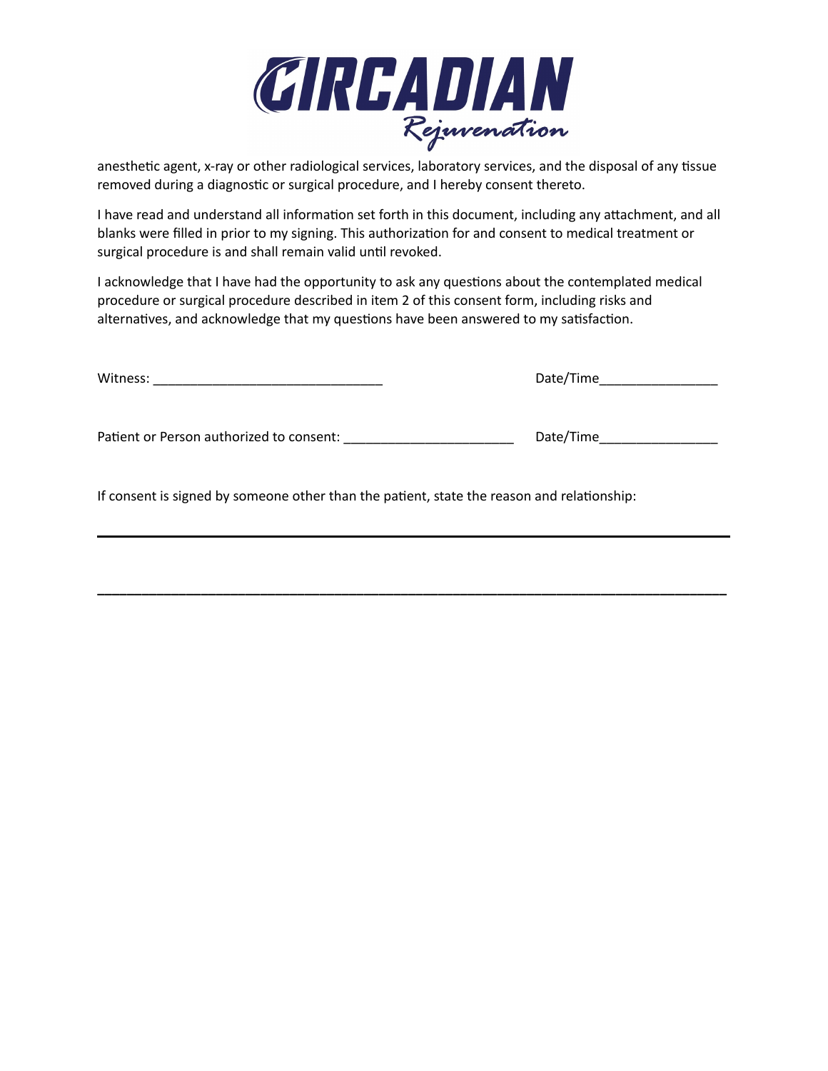anesthetic agent, x-ray or other radiological services, laboratory services, and the disposal of any tissue removed during a diagnostic or surgical procedure, and I hereby consent thereto.

I have read and understand all information set forth in this document, including any attachment, and all blanks were filled in prior to my signing. This authorization for and consent to medical treatment or surgical procedure is and shall remain valid until revoked.

I acknowledge that I have had the opportunity to ask any questions about the contemplated medical procedure or surgical procedure described in item 2 of this consent form, including risks and alternatives, and acknowledge that my questions have been answered to my satisfaction.

Witness: _______________________________ Date/Time________________

Patient or Person authorized to consent: _______________________ Date/Time________________

If consent is signed by someone other than the patient, state the reason and relationship:

_____________________________________________________________________________________

_____________________________________________________________________________________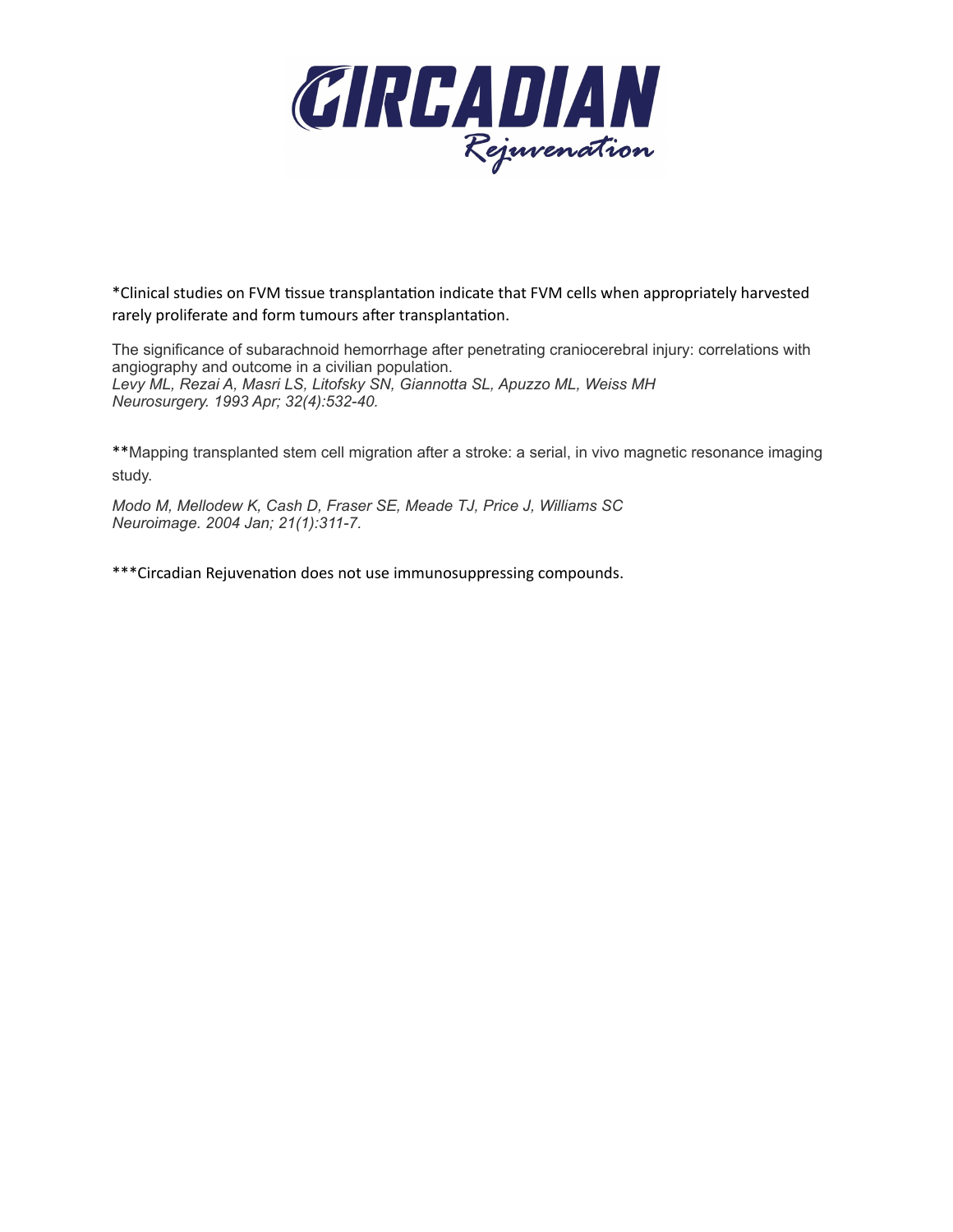# CIRCADIAN Rejuvenation

*Clinical studies on FVM tissue transplantation indicate that FVM cells when appropriately harvested rarely proliferate and form tumours after transplantation.

The significance of subarachnoid hemorrhage after penetrating craniocerebral injury: correlations with angiography and outcome in a civilian population.
*Levy ML, Rezai A, Masri LS, Litofsky SN, Giannotta SL, Apuzzo ML, Weiss MH*
*Neurosurgery. 1993 Apr; 32(4):532-40.*

**Mapping transplanted stem cell migration after a stroke: a serial, in vivo magnetic resonance imaging study.

*Modo M, Mellodew K, Cash D, Fraser SE, Meade TJ, Price J, Williams SC*
*Neuroimage. 2004 Jan; 21(1):311-7.*

***Circadian Rejuvenation does not use immunosuppressing compounds.